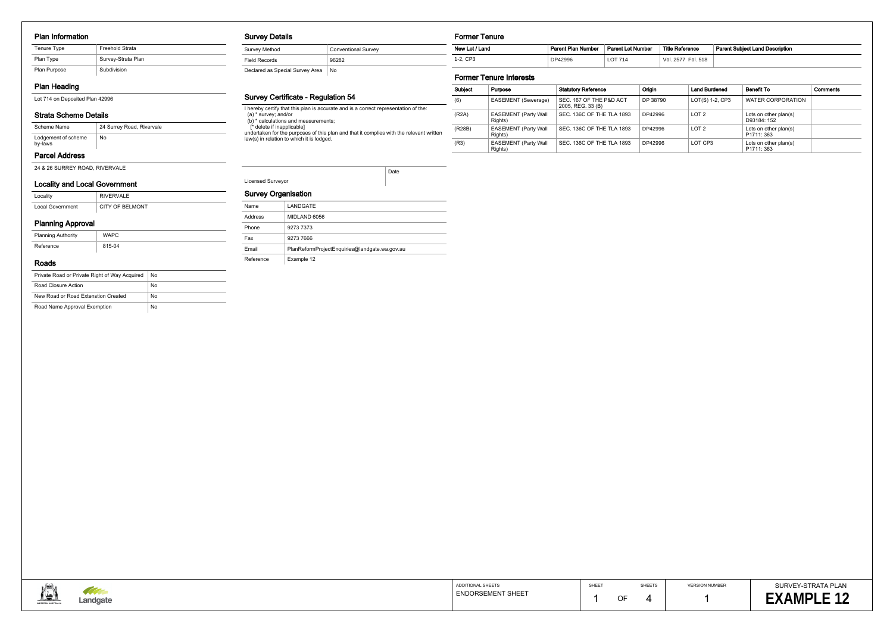## Plan Information

| Tenure Type | Freehold Strata |
| --- | --- |
| Plan Type | Survey-Strata Plan |
| Plan Purpose | Subdivision |

## Plan Heading

Lot 714 on Deposited Plan 42996

## Strata Scheme Details

| Scheme Name | 24 Surrey Road, Rivervale |
| --- | --- |
| Lodgement of scheme by-laws | No |

## Parcel Address

24 & 26 SURREY ROAD, RIVERVALE

## Locality and Local Government

| Locality | RIVERVALE |
| --- | --- |
| Local Government | CITY OF BELMONT |

## Planning Approval

| Planning Authority | WAPC |
| --- | --- |
| Reference | 815-04 |

## Roads

| Private Road or Private Right of Way Acquired | No |
| --- | --- |
| Road Closure Action | No |
| New Road or Road Extenstion Created | No |
| Road Name Approval Exemption | No |

## Survey Details

| Survey Method | Conventional Survey |
| --- | --- |
| Field Records | 96282 |
| Declared as Special Survey Area | No |

## Survey Certificate - Regulation 54

I hereby certify that this plan is accurate and is a correct representation of the:
(a) * survey; and/or
(b) * calculations and measurements;
[* delete if inapplicable]
undertaken for the purposes of this plan and that it complies with the relevant written law(s) in relation to which it is lodged.

| Licensed Surveyor | Date |
| --- | --- |

## Survey Organisation

| Name | LANDGATE |
| --- | --- |
| Address | MIDLAND 6056 |
| Phone | 9273 7373 |
| Fax | 9273 7666 |
| Email | PlanReformProjectEnquiries@landgate.wa.gov.au |
| Reference | Example 12 |

## Former Tenure

| New Lot / Land | Parent Plan Number | Parent Lot Number | Title Reference | Parent Subject Land Description |
| --- | --- | --- | --- | --- |
| 1-2, CP3 | DP42996 | LOT 714 | Vol. 2577 Fol. 518 | |

## Former Tenure Interests

| Subject | Purpose | Statutory Reference | Origin | Land Burdened | Benefit To | Comments |
| --- | --- | --- | --- | --- | --- | --- |
| (6) | EASEMENT (Sewerage) | SEC. 167 OF THE P&D ACT 2005, REG. 33 (B) | DP 38790 | LOT(S) 1-2, CP3 | WATER CORPORATION | |
| (R2A) | EASEMENT (Party Wall Rights) | SEC. 136C OF THE TLA 1893 | DP42996 | LOT 2 | Lots on other plan(s) D93184: 152 | |
| (R28B) | EASEMENT (Party Wall Rights) | SEC. 136C OF THE TLA 1893 | DP42996 | LOT 2 | Lots on other plan(s) P1711: 363 | |
| (R3) | EASEMENT (Party Wall Rights) | SEC. 136C OF THE TLA 1893 | DP42996 | LOT CP3 | Lots on other plan(s) P1711: 363 | |

| ADDITIONAL SHEETS | SHEET | SHEETS | VERSION NUMBER | SURVEY-STRATA PLAN |
| --- | --- | --- | --- | --- |
| ENDORSEMENT SHEET | 1 OF | 4 | 1 | EXAMPLE 12 |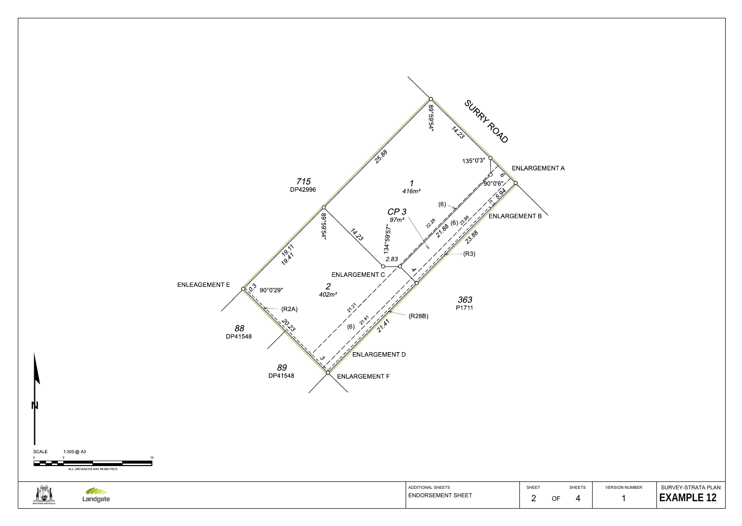SURRY ROAD

ENLARGEMENT A

ENLARGEMENT B

ENLARGEMENT C

ENLARGEMENT D

ENLEAGEMENT E

ENLARGEMENT F

715
DP42996

1
416m²

CP 3
97m²

2
402m²

363
P1711

88
DP41548

89
DP41548

89°59'54"

14.23

135°0'3"

90°0'6"

6

5.94

25.88

(6)

22.28

21.88 (6) 23.88

23.88

(R3)

89°59'54"

14.23

134°59'57"

2.83

4

19.11
19.41

0.3

90°0'29"

(R2A)

20.23

21.21

(6) 21.41

21.41

(R28B)

3

N

SCALE 1:300 @ A3

ALL DISTANCES ARE IN METRES

| ADDITIONAL SHEETS | SHEET | | SHEETS | VERSION NUMBER | SURVEY-STRATA PLAN |
|---|---|---|---|---|---|
| ENDORSEMENT SHEET | 2 | OF | 4 | 1 | **EXAMPLE 12** |

WESTERN AUSTRALIA

Landgate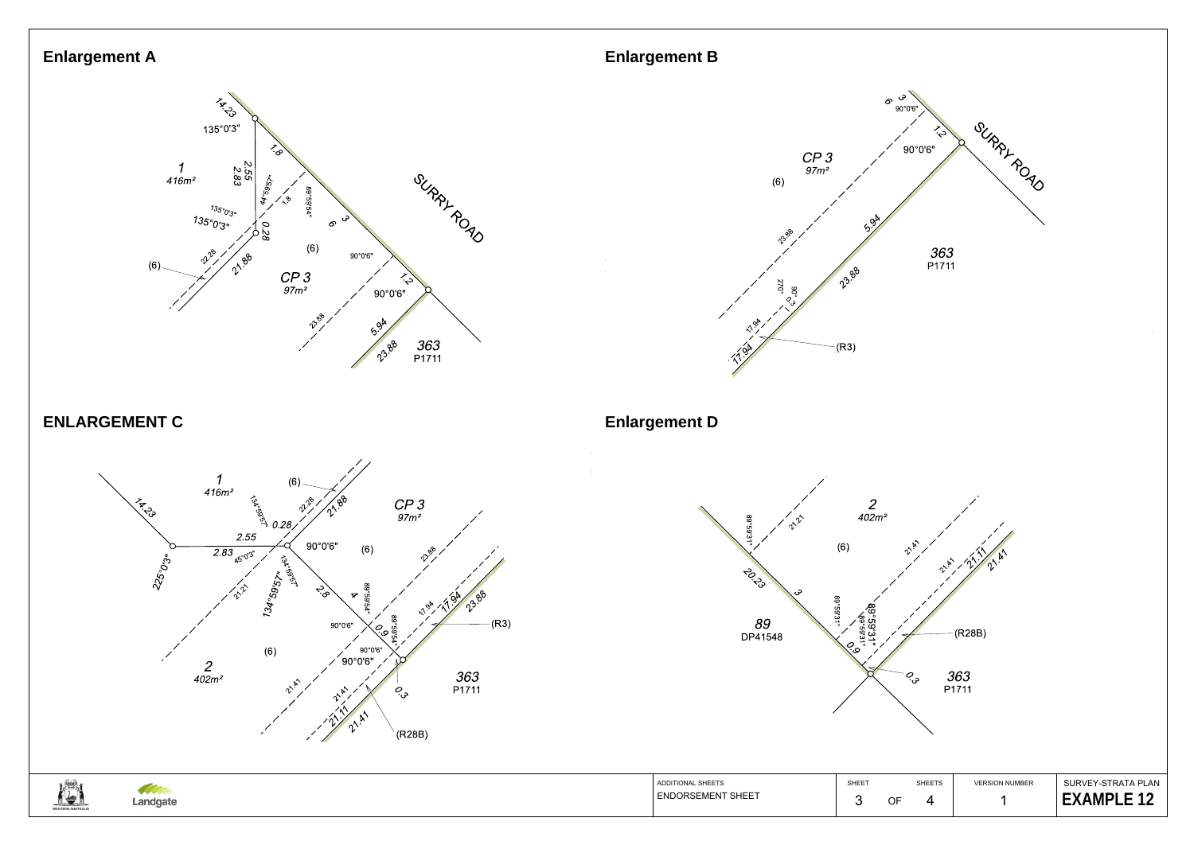## Enlargement A

14.23

135°0'3"

1.8

1
416m²

2.55
2.83

44°59'57"

1.8

89°59'54"

3
6

135°0'3"
135°0'3"

0.28

SURRY ROAD

22.26

(6)

21.88

(6)

90°0'6"

CP 3
97m²

1.2

90°0'6"

23.88

5.94

23.88

363
P1711

## Enlargement B

3
6
90°0'6"

1.2

SURRY ROAD

CP 3
97m²

90°0'6"

(6)

5.94

23.88

363
P1711

23.88

270°
90°
0.3

17.94

17.94

(R3)

## ENLARGEMENT C

1
416m²

(6)

14.23

134°59'57"

22.28

21.88

CP 3
97m²

0.28

2.55

90°0'6"

(6)

2.83

45°0'3"

23.88

225°0'3"

134°59'57"

21.21

134°59'57"

2.8

4

89°59'54"

17.94

17.94

23.88

0.9

89°59'54"

(R3)

90°0'6"

(6)

90°0'6"
90°0'6"

2
402m²

21.41

21.41

0.3

363
P1711

21.11

21.41

(R28B)

## Enlargement D

2
402m²

89°59'31"

21.21

(6)

21.41

21.41

21.11

21.41

20.23

3

89°59'31"

89°59'31"
89°59'31"

89
DP41548

(R28B)

0.9

0.3

363
P1711

| ADDITIONAL SHEETS | SHEET | SHEETS | VERSION NUMBER | SURVEY-STRATA PLAN |
|---|---|---|---|---|
| ENDORSEMENT SHEET | 3 OF | 4 | 1 | **EXAMPLE 12** |

Landgate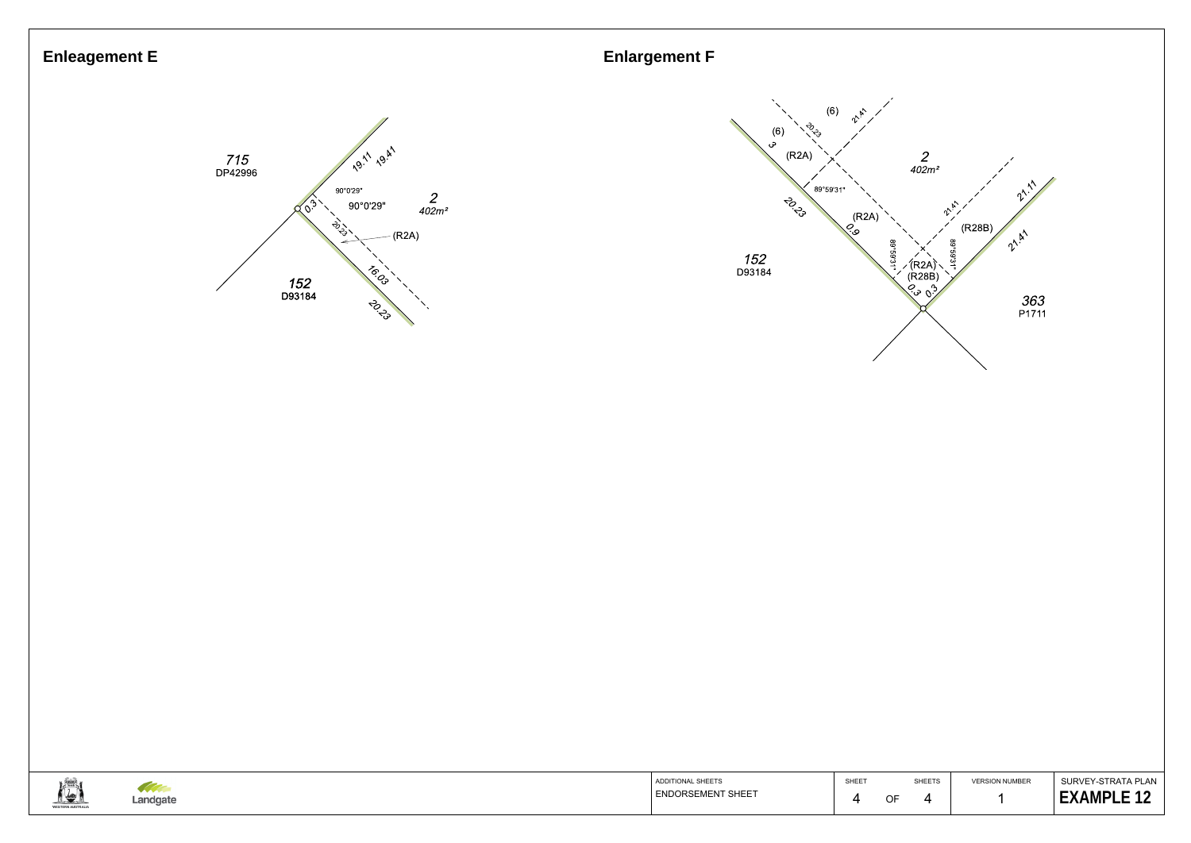## Enleagement E

715
DP42996

19.11
19.41

90°0'29"
90°0'29"

2
402m²

0.3

20.23

(R2A)

16.03

152
D93184

20.23

## Enlargement F

(6)
21.41
20.23
(6)
3
(R2A)

2
402m²

89°59'31"

20.23

(R2A)
0.9

21.41
21.11
(R28B)
21.41

152
D93184

89°59'31"
89°59'31"
(R2A)
(R28B)
0.3 0.3

363
P1711

ADDITIONAL SHEETS
ENDORSEMENT SHEET

SURVEY-STRATA PLAN
**EXAMPLE 12**

VERSION NUMBER
1